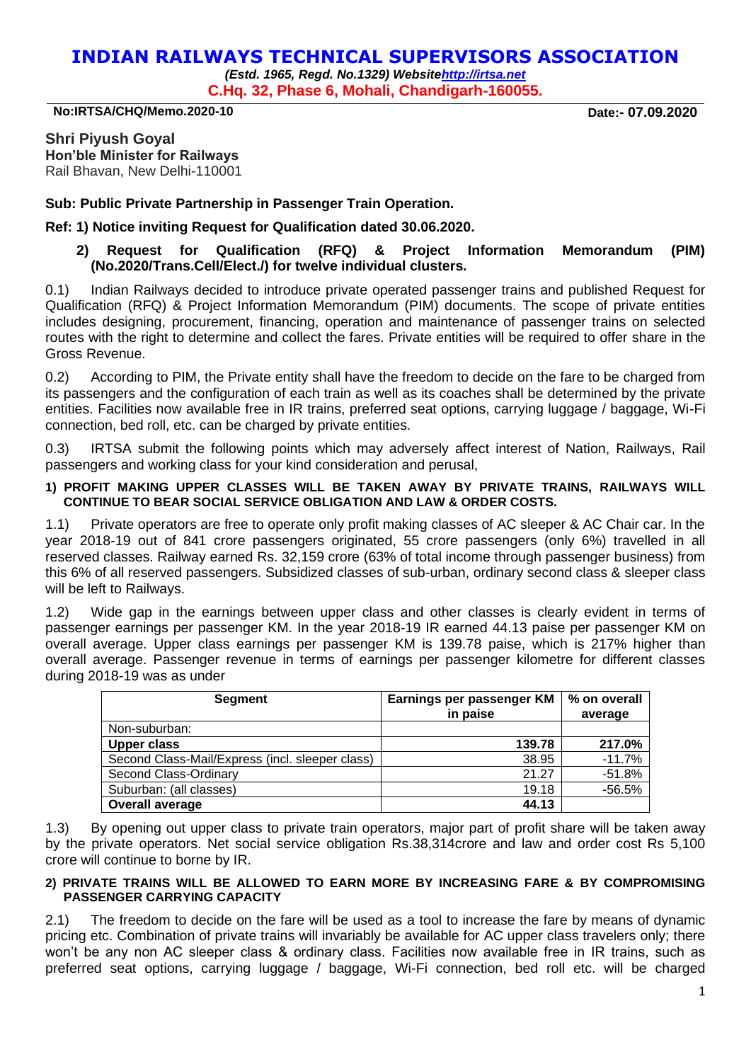# INDIAN RAILWAYS TECHNICAL SUPERVISORS ASSOCIATION

***(Estd. 1965, Regd. No.1329) Website[http://irtsa.net](http://irtsa.net)***

**C.Hq. 32, Phase 6, Mohali, Chandigarh-160055.**

**No:IRTSA/CHQ/Memo.2020-10** **Date:- 07.09.2020**

**Shri Piyush Goyal**
**Hon'ble Minister for Railways**
Rail Bhavan, New Delhi-110001

**Sub: Public Private Partnership in Passenger Train Operation.**

**Ref: 1) Notice inviting Request for Qualification dated 30.06.2020.**

**2) Request for Qualification (RFQ) & Project Information Memorandum (PIM) (No.2020/Trans.Cell/Elect./) for twelve individual clusters.**

0.1) Indian Railways decided to introduce private operated passenger trains and published Request for Qualification (RFQ) & Project Information Memorandum (PIM) documents. The scope of private entities includes designing, procurement, financing, operation and maintenance of passenger trains on selected routes with the right to determine and collect the fares. Private entities will be required to offer share in the Gross Revenue.

0.2) According to PIM, the Private entity shall have the freedom to decide on the fare to be charged from its passengers and the configuration of each train as well as its coaches shall be determined by the private entities. Facilities now available free in IR trains, preferred seat options, carrying luggage / baggage, Wi-Fi connection, bed roll, etc. can be charged by private entities.

0.3) IRTSA submit the following points which may adversely affect interest of Nation, Railways, Rail passengers and working class for your kind consideration and perusal,

**1) PROFIT MAKING UPPER CLASSES WILL BE TAKEN AWAY BY PRIVATE TRAINS, RAILWAYS WILL CONTINUE TO BEAR SOCIAL SERVICE OBLIGATION AND LAW & ORDER COSTS.**

1.1) Private operators are free to operate only profit making classes of AC sleeper & AC Chair car. In the year 2018-19 out of 841 crore passengers originated, 55 crore passengers (only 6%) travelled in all reserved classes. Railway earned Rs. 32,159 crore (63% of total income through passenger business) from this 6% of all reserved passengers. Subsidized classes of sub-urban, ordinary second class & sleeper class will be left to Railways.

1.2) Wide gap in the earnings between upper class and other classes is clearly evident in terms of passenger earnings per passenger KM. In the year 2018-19 IR earned 44.13 paise per passenger KM on overall average. Upper class earnings per passenger KM is 139.78 paise, which is 217% higher than overall average. Passenger revenue in terms of earnings per passenger kilometre for different classes during 2018-19 was as under

| Segment | Earnings per passenger KM in paise | % on overall average |
|---|---|---|
| Non-suburban: | | |
| **Upper class** | **139.78** | **217.0%** |
| Second Class-Mail/Express (incl. sleeper class) | 38.95 | -11.7% |
| Second Class-Ordinary | 21.27 | -51.8% |
| Suburban: (all classes) | 19.18 | -56.5% |
| **Overall average** | **44.13** | |

1.3) By opening out upper class to private train operators, major part of profit share will be taken away by the private operators. Net social service obligation Rs.38,314crore and law and order cost Rs 5,100 crore will continue to borne by IR.

**2) PRIVATE TRAINS WILL BE ALLOWED TO EARN MORE BY INCREASING FARE & BY COMPROMISING PASSENGER CARRYING CAPACITY**

2.1) The freedom to decide on the fare will be used as a tool to increase the fare by means of dynamic pricing etc. Combination of private trains will invariably be available for AC upper class travelers only; there won't be any non AC sleeper class & ordinary class. Facilities now available free in IR trains, such as preferred seat options, carrying luggage / baggage, Wi-Fi connection, bed roll etc. will be charged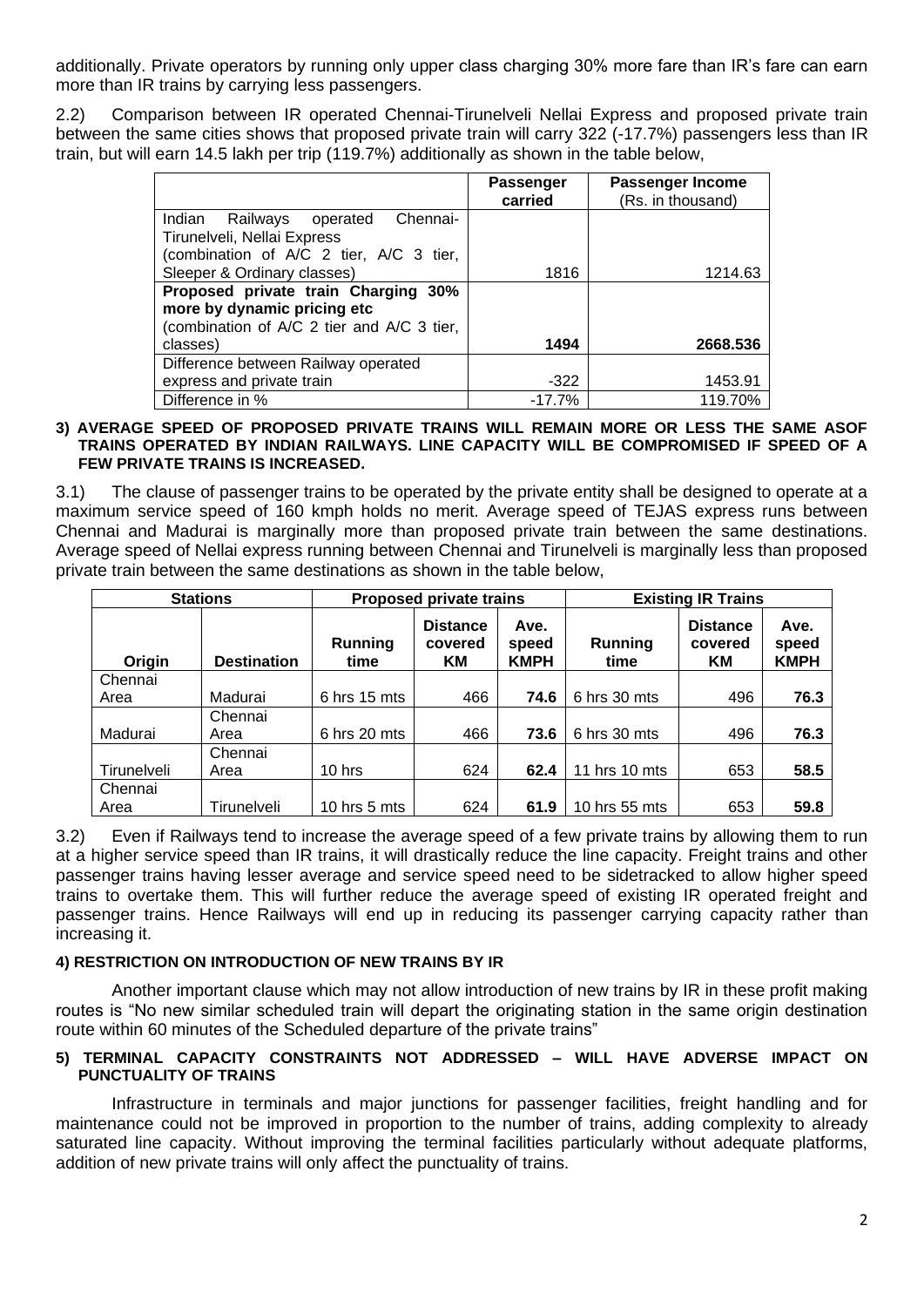additionally. Private operators by running only upper class charging 30% more fare than IR's fare can earn more than IR trains by carrying less passengers.

2.2) Comparison between IR operated Chennai-Tirunelveli Nellai Express and proposed private train between the same cities shows that proposed private train will carry 322 (-17.7%) passengers less than IR train, but will earn 14.5 lakh per trip (119.7%) additionally as shown in the table below,

| | **Passenger carried** | **Passenger Income** (Rs. in thousand) |
|---|---|---|
| Indian Railways operated Chennai-Tirunelveli, Nellai Express (combination of A/C 2 tier, A/C 3 tier, Sleeper & Ordinary classes) | 1816 | 1214.63 |
| **Proposed private train Charging 30% more by dynamic pricing etc** (combination of A/C 2 tier and A/C 3 tier, classes) | **1494** | **2668.536** |
| Difference between Railway operated express and private train | -322 | 1453.91 |
| Difference in % | -17.7% | 119.70% |

### 3) AVERAGE SPEED OF PROPOSED PRIVATE TRAINS WILL REMAIN MORE OR LESS THE SAME ASOF TRAINS OPERATED BY INDIAN RAILWAYS. LINE CAPACITY WILL BE COMPROMISED IF SPEED OF A FEW PRIVATE TRAINS IS INCREASED.

3.1) The clause of passenger trains to be operated by the private entity shall be designed to operate at a maximum service speed of 160 kmph holds no merit. Average speed of TEJAS express runs between Chennai and Madurai is marginally more than proposed private train between the same destinations. Average speed of Nellai express running between Chennai and Tirunelveli is marginally less than proposed private train between the same destinations as shown in the table below,

| **Stations** | | **Proposed private trains** | | | **Existing IR Trains** | | |
|---|---|---|---|---|---|---|---|
| **Origin** | **Destination** | **Running time** | **Distance covered KM** | **Ave. speed KMPH** | **Running time** | **Distance covered KM** | **Ave. speed KMPH** |
| Chennai Area | Madurai | 6 hrs 15 mts | 466 | **74.6** | 6 hrs 30 mts | 496 | **76.3** |
| Madurai | Chennai Area | 6 hrs 20 mts | 466 | **73.6** | 6 hrs 30 mts | 496 | **76.3** |
| Tirunelveli | Chennai Area | 10 hrs | 624 | **62.4** | 11 hrs 10 mts | 653 | **58.5** |
| Chennai Area | Tirunelveli | 10 hrs 5 mts | 624 | **61.9** | 10 hrs 55 mts | 653 | **59.8** |

3.2) Even if Railways tend to increase the average speed of a few private trains by allowing them to run at a higher service speed than IR trains, it will drastically reduce the line capacity. Freight trains and other passenger trains having lesser average and service speed need to be sidetracked to allow higher speed trains to overtake them. This will further reduce the average speed of existing IR operated freight and passenger trains. Hence Railways will end up in reducing its passenger carrying capacity rather than increasing it.

### 4) RESTRICTION ON INTRODUCTION OF NEW TRAINS BY IR

Another important clause which may not allow introduction of new trains by IR in these profit making routes is "No new similar scheduled train will depart the originating station in the same origin destination route within 60 minutes of the Scheduled departure of the private trains"

### 5) TERMINAL CAPACITY CONSTRAINTS NOT ADDRESSED – WILL HAVE ADVERSE IMPACT ON PUNCTUALITY OF TRAINS

Infrastructure in terminals and major junctions for passenger facilities, freight handling and for maintenance could not be improved in proportion to the number of trains, adding complexity to already saturated line capacity. Without improving the terminal facilities particularly without adequate platforms, addition of new private trains will only affect the punctuality of trains.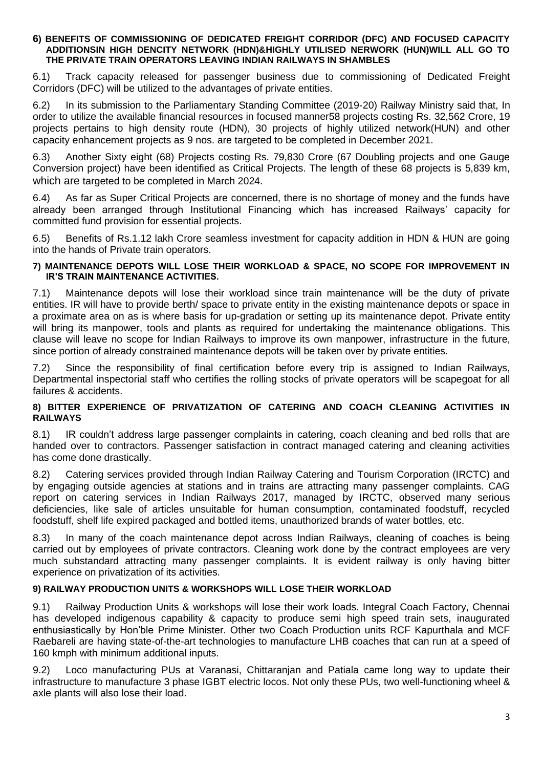## 6) BENEFITS OF COMMISSIONING OF DEDICATED FREIGHT CORRIDOR (DFC) AND FOCUSED CAPACITY ADDITIONSIN HIGH DENCITY NETWORK (HDN)&HIGHLY UTILISED NERWORK (HUN)WILL ALL GO TO THE PRIVATE TRAIN OPERATORS LEAVING INDIAN RAILWAYS IN SHAMBLES

6.1) Track capacity released for passenger business due to commissioning of Dedicated Freight Corridors (DFC) will be utilized to the advantages of private entities.

6.2) In its submission to the Parliamentary Standing Committee (2019-20) Railway Ministry said that, In order to utilize the available financial resources in focused manner58 projects costing Rs. 32,562 Crore, 19 projects pertains to high density route (HDN), 30 projects of highly utilized network(HUN) and other capacity enhancement projects as 9 nos. are targeted to be completed in December 2021.

6.3) Another Sixty eight (68) Projects costing Rs. 79,830 Crore (67 Doubling projects and one Gauge Conversion project) have been identified as Critical Projects. The length of these 68 projects is 5,839 km, which are targeted to be completed in March 2024.

6.4) As far as Super Critical Projects are concerned, there is no shortage of money and the funds have already been arranged through Institutional Financing which has increased Railways' capacity for committed fund provision for essential projects.

6.5) Benefits of Rs.1.12 lakh Crore seamless investment for capacity addition in HDN & HUN are going into the hands of Private train operators.

## 7) MAINTENANCE DEPOTS WILL LOSE THEIR WORKLOAD & SPACE, NO SCOPE FOR IMPROVEMENT IN IR'S TRAIN MAINTENANCE ACTIVITIES.

7.1) Maintenance depots will lose their workload since train maintenance will be the duty of private entities. IR will have to provide berth/ space to private entity in the existing maintenance depots or space in a proximate area on as is where basis for up-gradation or setting up its maintenance depot. Private entity will bring its manpower, tools and plants as required for undertaking the maintenance obligations. This clause will leave no scope for Indian Railways to improve its own manpower, infrastructure in the future, since portion of already constrained maintenance depots will be taken over by private entities.

7.2) Since the responsibility of final certification before every trip is assigned to Indian Railways, Departmental inspectorial staff who certifies the rolling stocks of private operators will be scapegoat for all failures & accidents.

## 8) BITTER EXPERIENCE OF PRIVATIZATION OF CATERING AND COACH CLEANING ACTIVITIES IN RAILWAYS

8.1) IR couldn't address large passenger complaints in catering, coach cleaning and bed rolls that are handed over to contractors. Passenger satisfaction in contract managed catering and cleaning activities has come done drastically.

8.2) Catering services provided through Indian Railway Catering and Tourism Corporation (IRCTC) and by engaging outside agencies at stations and in trains are attracting many passenger complaints. CAG report on catering services in Indian Railways 2017, managed by IRCTC, observed many serious deficiencies, like sale of articles unsuitable for human consumption, contaminated foodstuff, recycled foodstuff, shelf life expired packaged and bottled items, unauthorized brands of water bottles, etc.

8.3) In many of the coach maintenance depot across Indian Railways, cleaning of coaches is being carried out by employees of private contractors. Cleaning work done by the contract employees are very much substandard attracting many passenger complaints. It is evident railway is only having bitter experience on privatization of its activities.

## 9) RAILWAY PRODUCTION UNITS & WORKSHOPS WILL LOSE THEIR WORKLOAD

9.1) Railway Production Units & workshops will lose their work loads. Integral Coach Factory, Chennai has developed indigenous capability & capacity to produce semi high speed train sets, inaugurated enthusiastically by Hon'ble Prime Minister. Other two Coach Production units RCF Kapurthala and MCF Raebareli are having state-of-the-art technologies to manufacture LHB coaches that can run at a speed of 160 kmph with minimum additional inputs.

9.2) Loco manufacturing PUs at Varanasi, Chittaranjan and Patiala came long way to update their infrastructure to manufacture 3 phase IGBT electric locos. Not only these PUs, two well-functioning wheel & axle plants will also lose their load.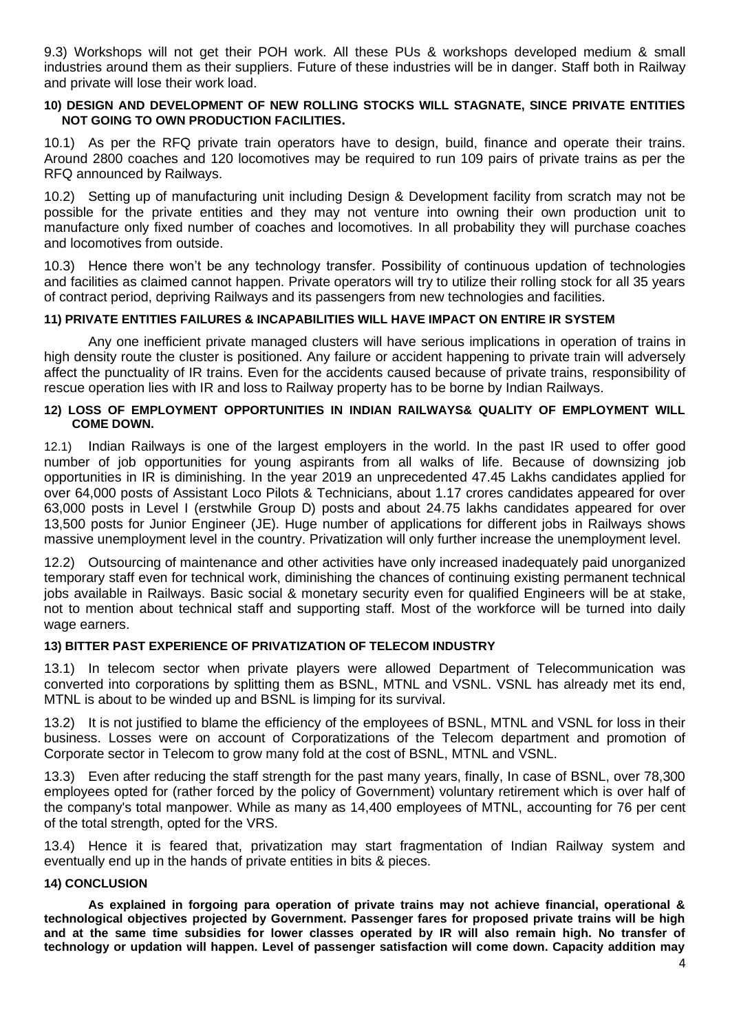9.3) Workshops will not get their POH work. All these PUs & workshops developed medium & small industries around them as their suppliers. Future of these industries will be in danger. Staff both in Railway and private will lose their work load.

**10) DESIGN AND DEVELOPMENT OF NEW ROLLING STOCKS WILL STAGNATE, SINCE PRIVATE ENTITIES NOT GOING TO OWN PRODUCTION FACILITIES.**

10.1) As per the RFQ private train operators have to design, build, finance and operate their trains. Around 2800 coaches and 120 locomotives may be required to run 109 pairs of private trains as per the RFQ announced by Railways.

10.2) Setting up of manufacturing unit including Design & Development facility from scratch may not be possible for the private entities and they may not venture into owning their own production unit to manufacture only fixed number of coaches and locomotives. In all probability they will purchase coaches and locomotives from outside.

10.3) Hence there won't be any technology transfer. Possibility of continuous updation of technologies and facilities as claimed cannot happen. Private operators will try to utilize their rolling stock for all 35 years of contract period, depriving Railways and its passengers from new technologies and facilities.

**11) PRIVATE ENTITIES FAILURES & INCAPABILITIES WILL HAVE IMPACT ON ENTIRE IR SYSTEM**

Any one inefficient private managed clusters will have serious implications in operation of trains in high density route the cluster is positioned. Any failure or accident happening to private train will adversely affect the punctuality of IR trains. Even for the accidents caused because of private trains, responsibility of rescue operation lies with IR and loss to Railway property has to be borne by Indian Railways.

**12) LOSS OF EMPLOYMENT OPPORTUNITIES IN INDIAN RAILWAYS& QUALITY OF EMPLOYMENT WILL COME DOWN.**

12.1) Indian Railways is one of the largest employers in the world. In the past IR used to offer good number of job opportunities for young aspirants from all walks of life. Because of downsizing job opportunities in IR is diminishing. In the year 2019 an unprecedented 47.45 Lakhs candidates applied for over 64,000 posts of Assistant Loco Pilots & Technicians, about 1.17 crores candidates appeared for over 63,000 posts in Level I (erstwhile Group D) posts and about 24.75 lakhs candidates appeared for over 13,500 posts for Junior Engineer (JE). Huge number of applications for different jobs in Railways shows massive unemployment level in the country. Privatization will only further increase the unemployment level.

12.2) Outsourcing of maintenance and other activities have only increased inadequately paid unorganized temporary staff even for technical work, diminishing the chances of continuing existing permanent technical jobs available in Railways. Basic social & monetary security even for qualified Engineers will be at stake, not to mention about technical staff and supporting staff. Most of the workforce will be turned into daily wage earners.

**13) BITTER PAST EXPERIENCE OF PRIVATIZATION OF TELECOM INDUSTRY**

13.1) In telecom sector when private players were allowed Department of Telecommunication was converted into corporations by splitting them as BSNL, MTNL and VSNL. VSNL has already met its end, MTNL is about to be winded up and BSNL is limping for its survival.

13.2) It is not justified to blame the efficiency of the employees of BSNL, MTNL and VSNL for loss in their business. Losses were on account of Corporatizations of the Telecom department and promotion of Corporate sector in Telecom to grow many fold at the cost of BSNL, MTNL and VSNL.

13.3) Even after reducing the staff strength for the past many years, finally, In case of BSNL, over 78,300 employees opted for (rather forced by the policy of Government) voluntary retirement which is over half of the company's total manpower. While as many as 14,400 employees of MTNL, accounting for 76 per cent of the total strength, opted for the VRS.

13.4) Hence it is feared that, privatization may start fragmentation of Indian Railway system and eventually end up in the hands of private entities in bits & pieces.

**14) CONCLUSION**

**As explained in forgoing para operation of private trains may not achieve financial, operational & technological objectives projected by Government. Passenger fares for proposed private trains will be high and at the same time subsidies for lower classes operated by IR will also remain high. No transfer of technology or updation will happen. Level of passenger satisfaction will come down. Capacity addition may**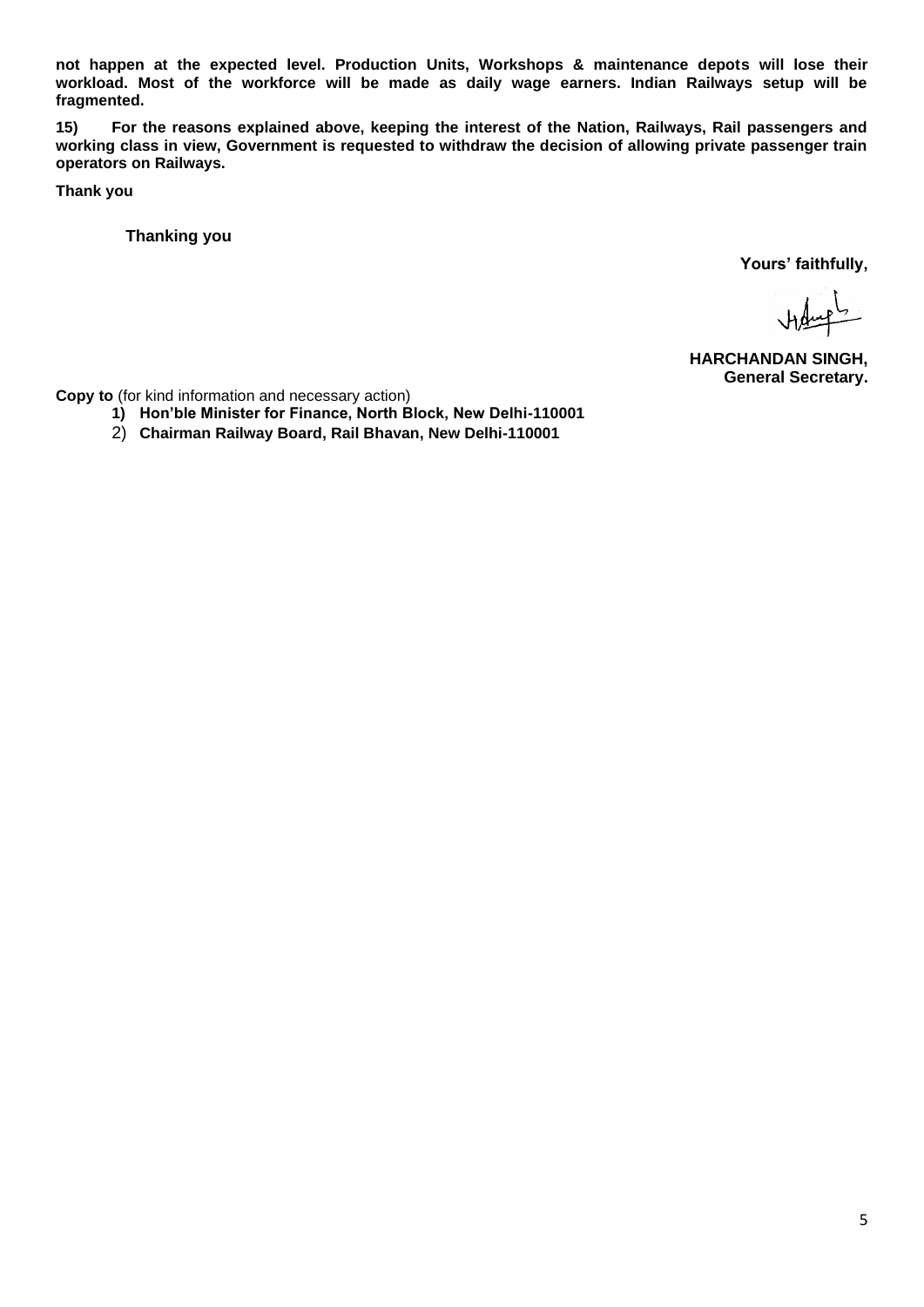**not happen at the expected level. Production Units, Workshops & maintenance depots will lose their workload. Most of the workforce will be made as daily wage earners. Indian Railways setup will be fragmented.**

**15) For the reasons explained above, keeping the interest of the Nation, Railways, Rail passengers and working class in view, Government is requested to withdraw the decision of allowing private passenger train operators on Railways.**

**Thank you**

**Thanking you**

**Yours' faithfully,**

**HARCHANDAN SINGH,**
**General Secretary.**

**Copy to** (for kind information and necessary action)

1) **Hon'ble Minister for Finance, North Block, New Delhi-110001**
2) **Chairman Railway Board, Rail Bhavan, New Delhi-110001**